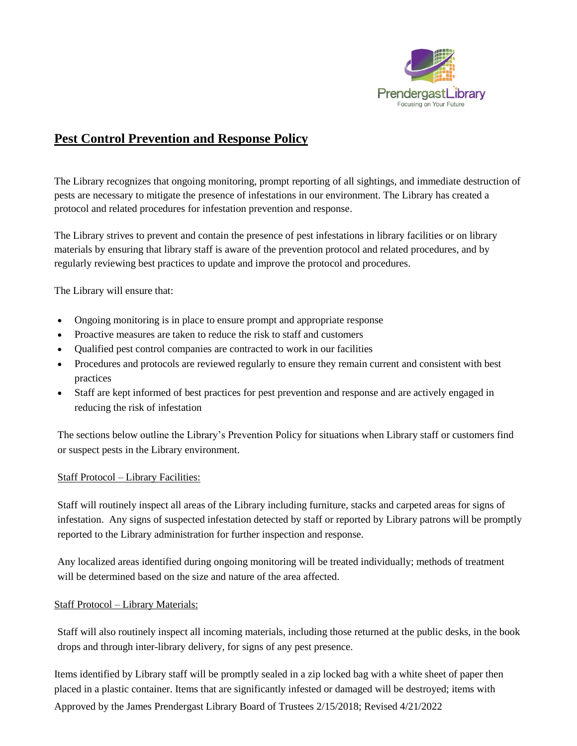# Pest Control Prevention and Response Policy

The Library recognizes that ongoing monitoring, prompt reporting of all sightings, and immediate destruction of pests are necessary to mitigate the presence of infestations in our environment. The Library has created a protocol and related procedures for infestation prevention and response.

The Library strives to prevent and contain the presence of pest infestations in library facilities or on library materials by ensuring that library staff is aware of the prevention protocol and related procedures, and by regularly reviewing best practices to update and improve the protocol and procedures.

The Library will ensure that:

- Ongoing monitoring is in place to ensure prompt and appropriate response
- Proactive measures are taken to reduce the risk to staff and customers
- Qualified pest control companies are contracted to work in our facilities
- Procedures and protocols are reviewed regularly to ensure they remain current and consistent with best practices
- Staff are kept informed of best practices for pest prevention and response and are actively engaged in reducing the risk of infestation

The sections below outline the Library's Prevention Policy for situations when Library staff or customers find or suspect pests in the Library environment.

## Staff Protocol – Library Facilities:

Staff will routinely inspect all areas of the Library including furniture, stacks and carpeted areas for signs of infestation. Any signs of suspected infestation detected by staff or reported by Library patrons will be promptly reported to the Library administration for further inspection and response.

Any localized areas identified during ongoing monitoring will be treated individually; methods of treatment will be determined based on the size and nature of the area affected.

## Staff Protocol – Library Materials:

Staff will also routinely inspect all incoming materials, including those returned at the public desks, in the book drops and through inter-library delivery, for signs of any pest presence.

Items identified by Library staff will be promptly sealed in a zip locked bag with a white sheet of paper then placed in a plastic container. Items that are significantly infested or damaged will be destroyed; items with

Approved by the James Prendergast Library Board of Trustees 2/15/2018; Revised 4/21/2022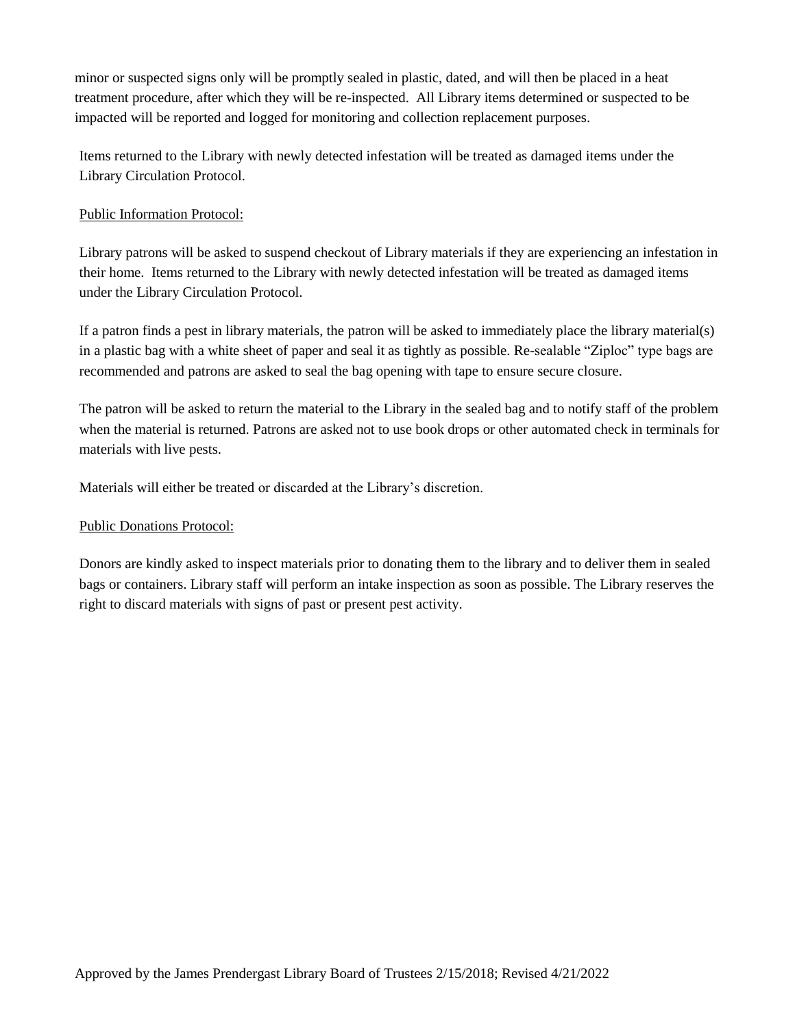minor or suspected signs only will be promptly sealed in plastic, dated, and will then be placed in a heat treatment procedure, after which they will be re-inspected. All Library items determined or suspected to be impacted will be reported and logged for monitoring and collection replacement purposes.

Items returned to the Library with newly detected infestation will be treated as damaged items under the Library Circulation Protocol.

Public Information Protocol:

Library patrons will be asked to suspend checkout of Library materials if they are experiencing an infestation in their home. Items returned to the Library with newly detected infestation will be treated as damaged items under the Library Circulation Protocol.

If a patron finds a pest in library materials, the patron will be asked to immediately place the library material(s) in a plastic bag with a white sheet of paper and seal it as tightly as possible. Re-sealable "Ziploc" type bags are recommended and patrons are asked to seal the bag opening with tape to ensure secure closure.

The patron will be asked to return the material to the Library in the sealed bag and to notify staff of the problem when the material is returned. Patrons are asked not to use book drops or other automated check in terminals for materials with live pests.

Materials will either be treated or discarded at the Library's discretion.

Public Donations Protocol:

Donors are kindly asked to inspect materials prior to donating them to the library and to deliver them in sealed bags or containers. Library staff will perform an intake inspection as soon as possible. The Library reserves the right to discard materials with signs of past or present pest activity.

Approved by the James Prendergast Library Board of Trustees 2/15/2018; Revised 4/21/2022